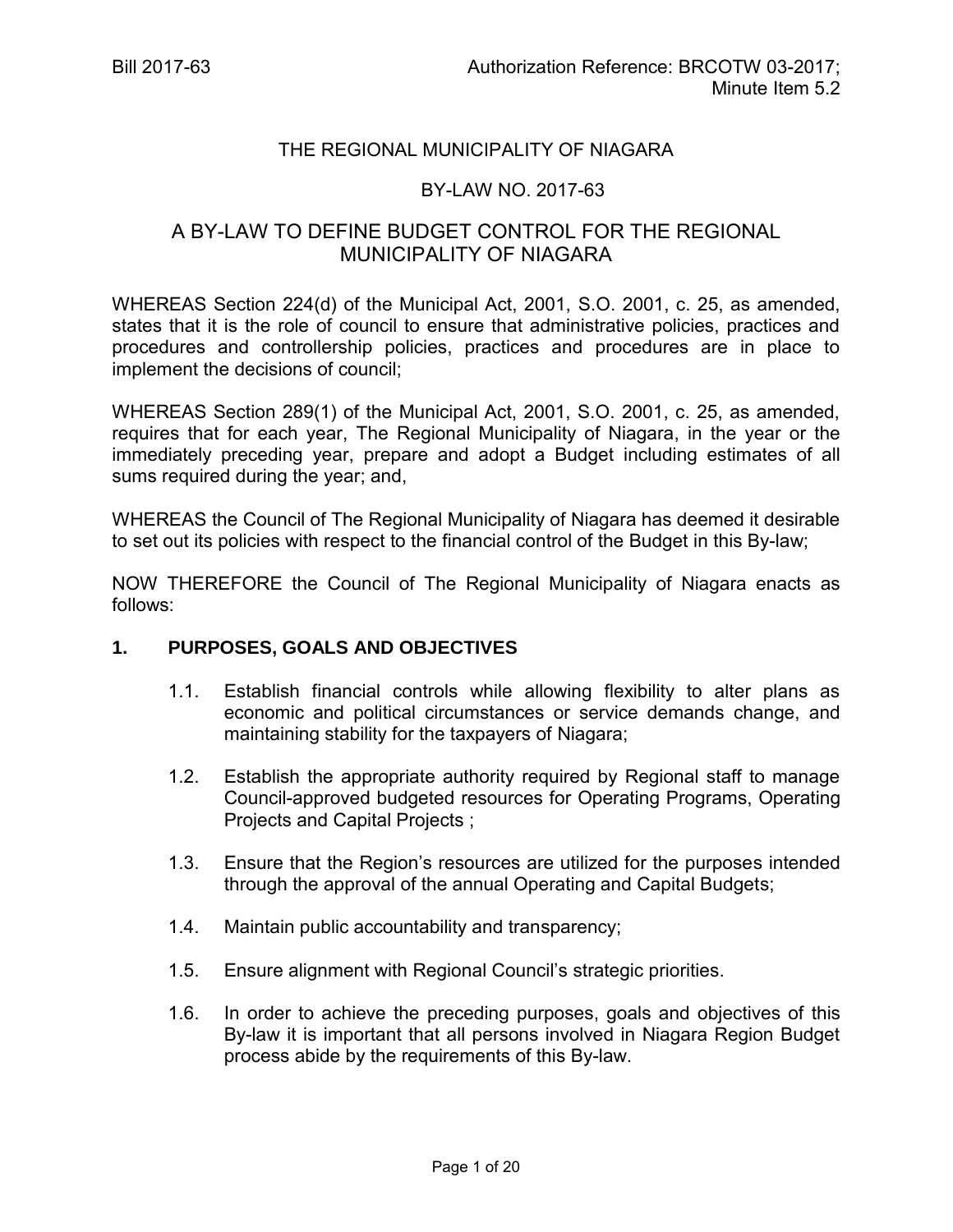Bill 2017-63 Authorization Reference: BRCOTW 03-2017; Minute Item 5.2

# THE REGIONAL MUNICIPALITY OF NIAGARA

## BY-LAW NO. 2017-63

## A BY-LAW TO DEFINE BUDGET CONTROL FOR THE REGIONAL MUNICIPALITY OF NIAGARA

WHEREAS Section 224(d) of the Municipal Act, 2001, S.O. 2001, c. 25, as amended, states that it is the role of council to ensure that administrative policies, practices and procedures and controllership policies, practices and procedures are in place to implement the decisions of council;

WHEREAS Section 289(1) of the Municipal Act, 2001, S.O. 2001, c. 25, as amended, requires that for each year, The Regional Municipality of Niagara, in the year or the immediately preceding year, prepare and adopt a Budget including estimates of all sums required during the year; and,

WHEREAS the Council of The Regional Municipality of Niagara has deemed it desirable to set out its policies with respect to the financial control of the Budget in this By-law;

NOW THEREFORE the Council of The Regional Municipality of Niagara enacts as follows:

### 1. PURPOSES, GOALS AND OBJECTIVES

1.1. Establish financial controls while allowing flexibility to alter plans as economic and political circumstances or service demands change, and maintaining stability for the taxpayers of Niagara;

1.2. Establish the appropriate authority required by Regional staff to manage Council-approved budgeted resources for Operating Programs, Operating Projects and Capital Projects ;

1.3. Ensure that the Region's resources are utilized for the purposes intended through the approval of the annual Operating and Capital Budgets;

1.4. Maintain public accountability and transparency;

1.5. Ensure alignment with Regional Council's strategic priorities.

1.6. In order to achieve the preceding purposes, goals and objectives of this By-law it is important that all persons involved in Niagara Region Budget process abide by the requirements of this By-law.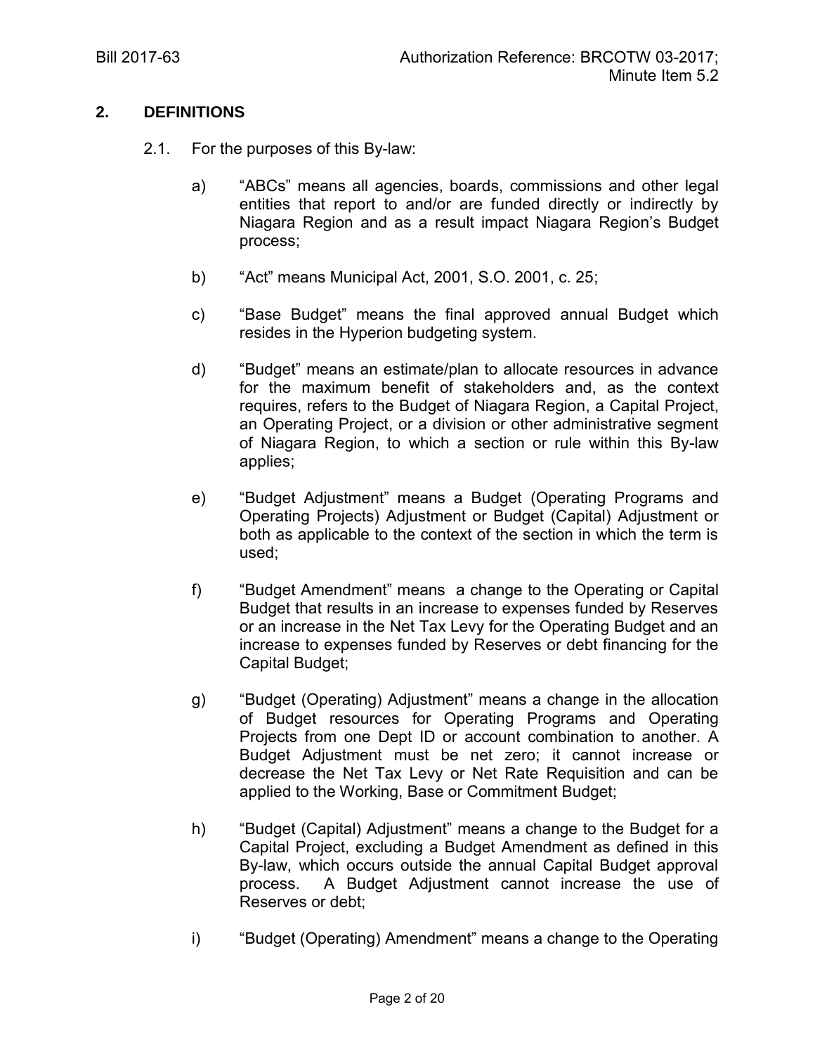## 2. DEFINITIONS

2.1. For the purposes of this By-law:

a) "ABCs" means all agencies, boards, commissions and other legal entities that report to and/or are funded directly or indirectly by Niagara Region and as a result impact Niagara Region's Budget process;

b) "Act" means Municipal Act, 2001, S.O. 2001, c. 25;

c) "Base Budget" means the final approved annual Budget which resides in the Hyperion budgeting system.

d) "Budget" means an estimate/plan to allocate resources in advance for the maximum benefit of stakeholders and, as the context requires, refers to the Budget of Niagara Region, a Capital Project, an Operating Project, or a division or other administrative segment of Niagara Region, to which a section or rule within this By-law applies;

e) "Budget Adjustment" means a Budget (Operating Programs and Operating Projects) Adjustment or Budget (Capital) Adjustment or both as applicable to the context of the section in which the term is used;

f) "Budget Amendment" means a change to the Operating or Capital Budget that results in an increase to expenses funded by Reserves or an increase in the Net Tax Levy for the Operating Budget and an increase to expenses funded by Reserves or debt financing for the Capital Budget;

g) "Budget (Operating) Adjustment" means a change in the allocation of Budget resources for Operating Programs and Operating Projects from one Dept ID or account combination to another. A Budget Adjustment must be net zero; it cannot increase or decrease the Net Tax Levy or Net Rate Requisition and can be applied to the Working, Base or Commitment Budget;

h) "Budget (Capital) Adjustment" means a change to the Budget for a Capital Project, excluding a Budget Amendment as defined in this By-law, which occurs outside the annual Capital Budget approval process. A Budget Adjustment cannot increase the use of Reserves or debt;

i) "Budget (Operating) Amendment" means a change to the Operating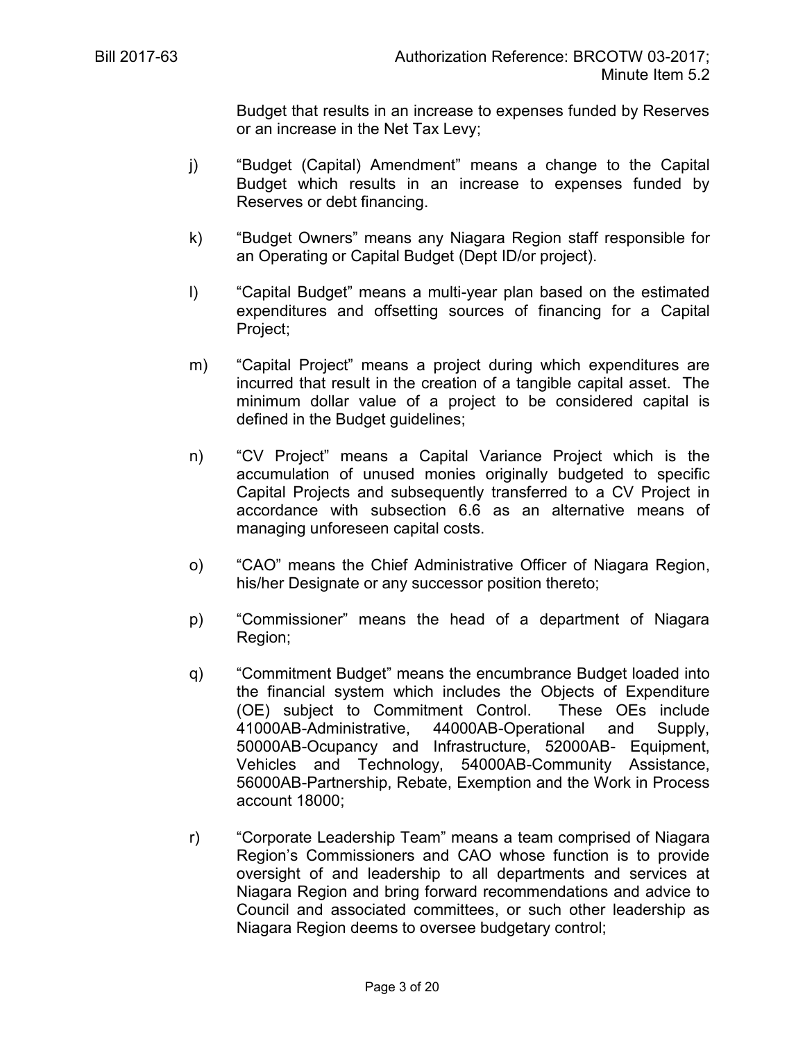Budget that results in an increase to expenses funded by Reserves or an increase in the Net Tax Levy;

j) "Budget (Capital) Amendment" means a change to the Capital Budget which results in an increase to expenses funded by Reserves or debt financing.

k) "Budget Owners" means any Niagara Region staff responsible for an Operating or Capital Budget (Dept ID/or project).

l) "Capital Budget" means a multi-year plan based on the estimated expenditures and offsetting sources of financing for a Capital Project;

m) "Capital Project" means a project during which expenditures are incurred that result in the creation of a tangible capital asset. The minimum dollar value of a project to be considered capital is defined in the Budget guidelines;

n) "CV Project" means a Capital Variance Project which is the accumulation of unused monies originally budgeted to specific Capital Projects and subsequently transferred to a CV Project in accordance with subsection 6.6 as an alternative means of managing unforeseen capital costs.

o) "CAO" means the Chief Administrative Officer of Niagara Region, his/her Designate or any successor position thereto;

p) "Commissioner" means the head of a department of Niagara Region;

q) "Commitment Budget" means the encumbrance Budget loaded into the financial system which includes the Objects of Expenditure (OE) subject to Commitment Control. These OEs include 41000AB-Administrative, 44000AB-Operational and Supply, 50000AB-Ocupancy and Infrastructure, 52000AB- Equipment, Vehicles and Technology, 54000AB-Community Assistance, 56000AB-Partnership, Rebate, Exemption and the Work in Process account 18000;

r) "Corporate Leadership Team" means a team comprised of Niagara Region's Commissioners and CAO whose function is to provide oversight of and leadership to all departments and services at Niagara Region and bring forward recommendations and advice to Council and associated committees, or such other leadership as Niagara Region deems to oversee budgetary control;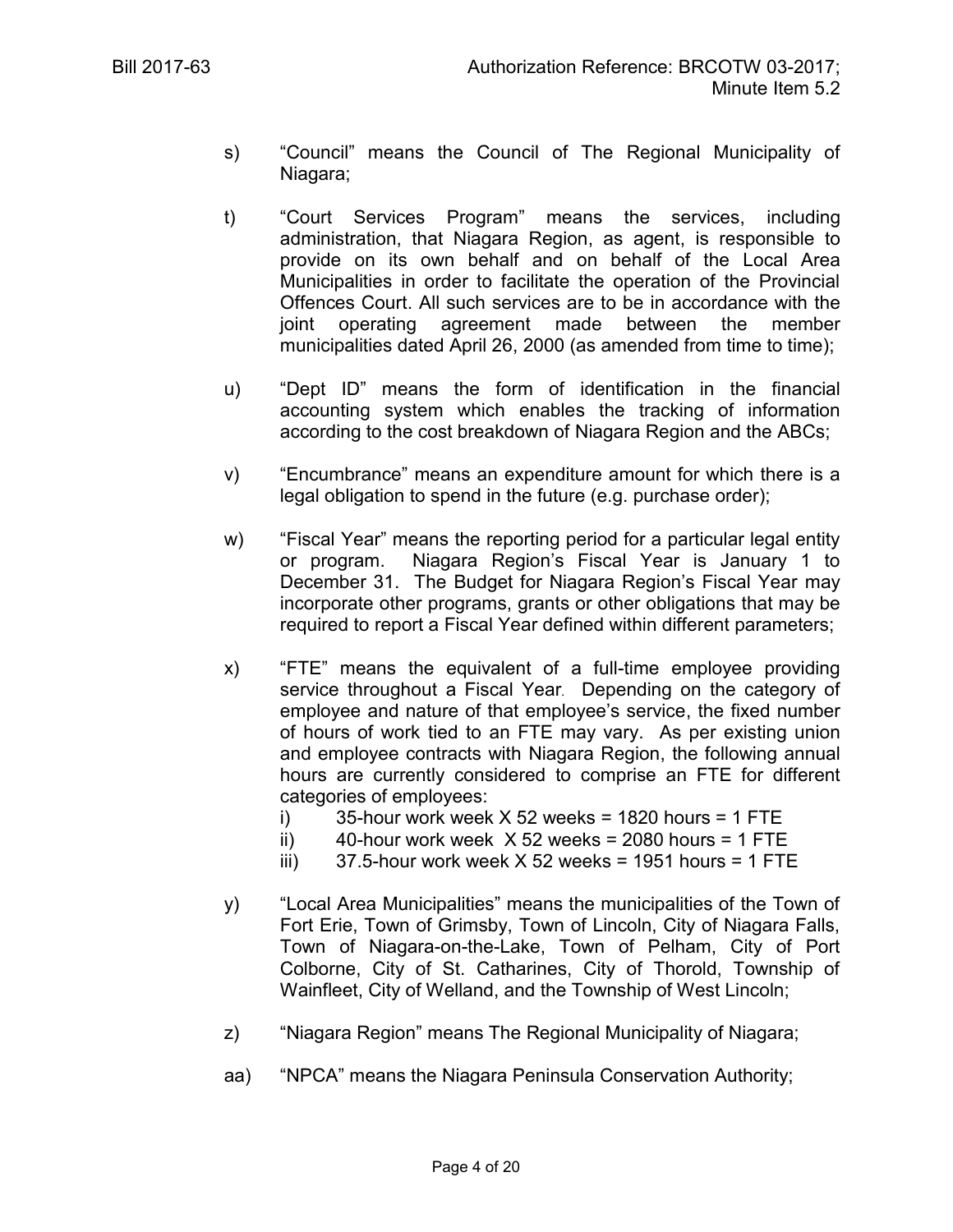s) "Council" means the Council of The Regional Municipality of Niagara;

t) "Court Services Program" means the services, including administration, that Niagara Region, as agent, is responsible to provide on its own behalf and on behalf of the Local Area Municipalities in order to facilitate the operation of the Provincial Offences Court. All such services are to be in accordance with the joint operating agreement made between the member municipalities dated April 26, 2000 (as amended from time to time);

u) "Dept ID" means the form of identification in the financial accounting system which enables the tracking of information according to the cost breakdown of Niagara Region and the ABCs;

v) "Encumbrance" means an expenditure amount for which there is a legal obligation to spend in the future (e.g. purchase order);

w) "Fiscal Year" means the reporting period for a particular legal entity or program. Niagara Region's Fiscal Year is January 1 to December 31. The Budget for Niagara Region's Fiscal Year may incorporate other programs, grants or other obligations that may be required to report a Fiscal Year defined within different parameters;

x) "FTE" means the equivalent of a full-time employee providing service throughout a Fiscal Year. Depending on the category of employee and nature of that employee's service, the fixed number of hours of work tied to an FTE may vary. As per existing union and employee contracts with Niagara Region, the following annual hours are currently considered to comprise an FTE for different categories of employees:
   i) 35-hour work week X 52 weeks = 1820 hours = 1 FTE
   ii) 40-hour work week X 52 weeks = 2080 hours = 1 FTE
   iii) 37.5-hour work week X 52 weeks = 1951 hours = 1 FTE

y) "Local Area Municipalities" means the municipalities of the Town of Fort Erie, Town of Grimsby, Town of Lincoln, City of Niagara Falls, Town of Niagara-on-the-Lake, Town of Pelham, City of Port Colborne, City of St. Catharines, City of Thorold, Township of Wainfleet, City of Welland, and the Township of West Lincoln;

z) "Niagara Region" means The Regional Municipality of Niagara;

aa) "NPCA" means the Niagara Peninsula Conservation Authority;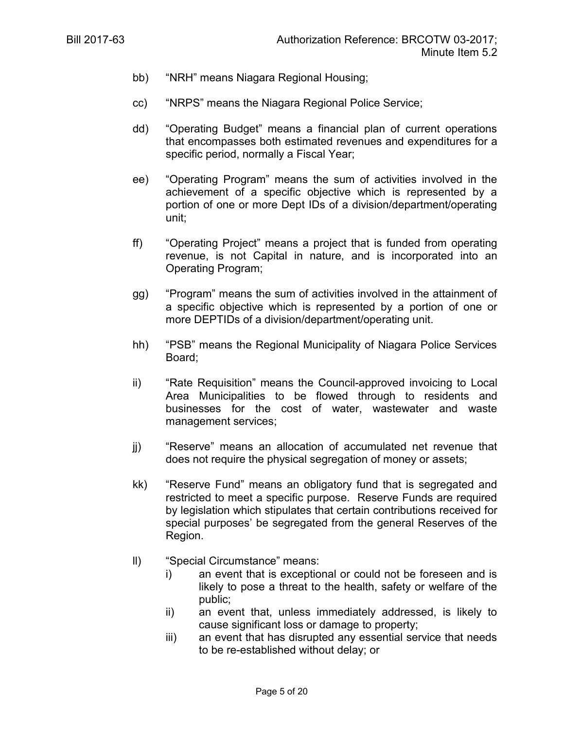bb) "NRH" means Niagara Regional Housing;

cc) "NRPS" means the Niagara Regional Police Service;

dd) "Operating Budget" means a financial plan of current operations that encompasses both estimated revenues and expenditures for a specific period, normally a Fiscal Year;

ee) "Operating Program" means the sum of activities involved in the achievement of a specific objective which is represented by a portion of one or more Dept IDs of a division/department/operating unit;

ff) "Operating Project" means a project that is funded from operating revenue, is not Capital in nature, and is incorporated into an Operating Program;

gg) "Program" means the sum of activities involved in the attainment of a specific objective which is represented by a portion of one or more DEPTIDs of a division/department/operating unit.

hh) "PSB" means the Regional Municipality of Niagara Police Services Board;

ii) "Rate Requisition" means the Council-approved invoicing to Local Area Municipalities to be flowed through to residents and businesses for the cost of water, wastewater and waste management services;

jj) "Reserve" means an allocation of accumulated net revenue that does not require the physical segregation of money or assets;

kk) "Reserve Fund" means an obligatory fund that is segregated and restricted to meet a specific purpose. Reserve Funds are required by legislation which stipulates that certain contributions received for special purposes' be segregated from the general Reserves of the Region.

ll) "Special Circumstance" means:
   - i) an event that is exceptional or could not be foreseen and is likely to pose a threat to the health, safety or welfare of the public;
   - ii) an event that, unless immediately addressed, is likely to cause significant loss or damage to property;
   - iii) an event that has disrupted any essential service that needs to be re-established without delay; or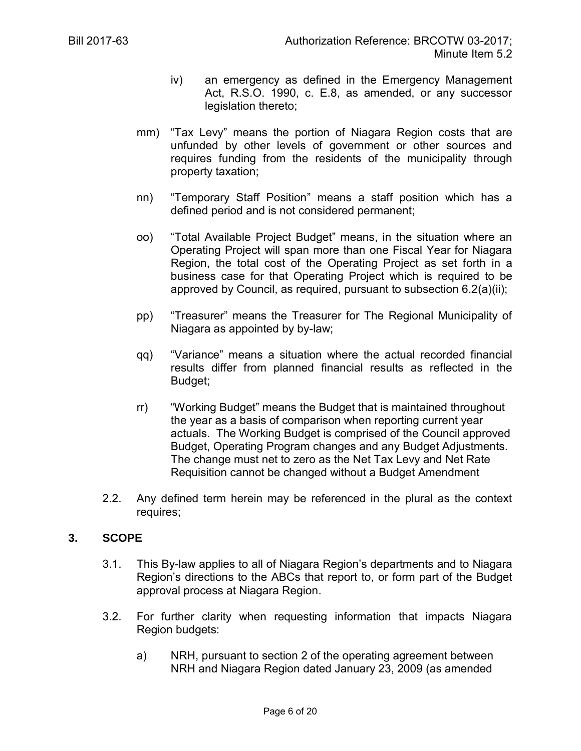iv) an emergency as defined in the Emergency Management Act, R.S.O. 1990, c. E.8, as amended, or any successor legislation thereto;

mm) "Tax Levy" means the portion of Niagara Region costs that are unfunded by other levels of government or other sources and requires funding from the residents of the municipality through property taxation;

nn) "Temporary Staff Position" means a staff position which has a defined period and is not considered permanent;

oo) "Total Available Project Budget" means, in the situation where an Operating Project will span more than one Fiscal Year for Niagara Region, the total cost of the Operating Project as set forth in a business case for that Operating Project which is required to be approved by Council, as required, pursuant to subsection 6.2(a)(ii);

pp) "Treasurer" means the Treasurer for The Regional Municipality of Niagara as appointed by by-law;

qq) "Variance" means a situation where the actual recorded financial results differ from planned financial results as reflected in the Budget;

rr) "Working Budget" means the Budget that is maintained throughout the year as a basis of comparison when reporting current year actuals. The Working Budget is comprised of the Council approved Budget, Operating Program changes and any Budget Adjustments. The change must net to zero as the Net Tax Levy and Net Rate Requisition cannot be changed without a Budget Amendment

2.2. Any defined term herein may be referenced in the plural as the context requires;

## 3. SCOPE

3.1. This By-law applies to all of Niagara Region's departments and to Niagara Region's directions to the ABCs that report to, or form part of the Budget approval process at Niagara Region.

3.2. For further clarity when requesting information that impacts Niagara Region budgets:

a) NRH, pursuant to section 2 of the operating agreement between NRH and Niagara Region dated January 23, 2009 (as amended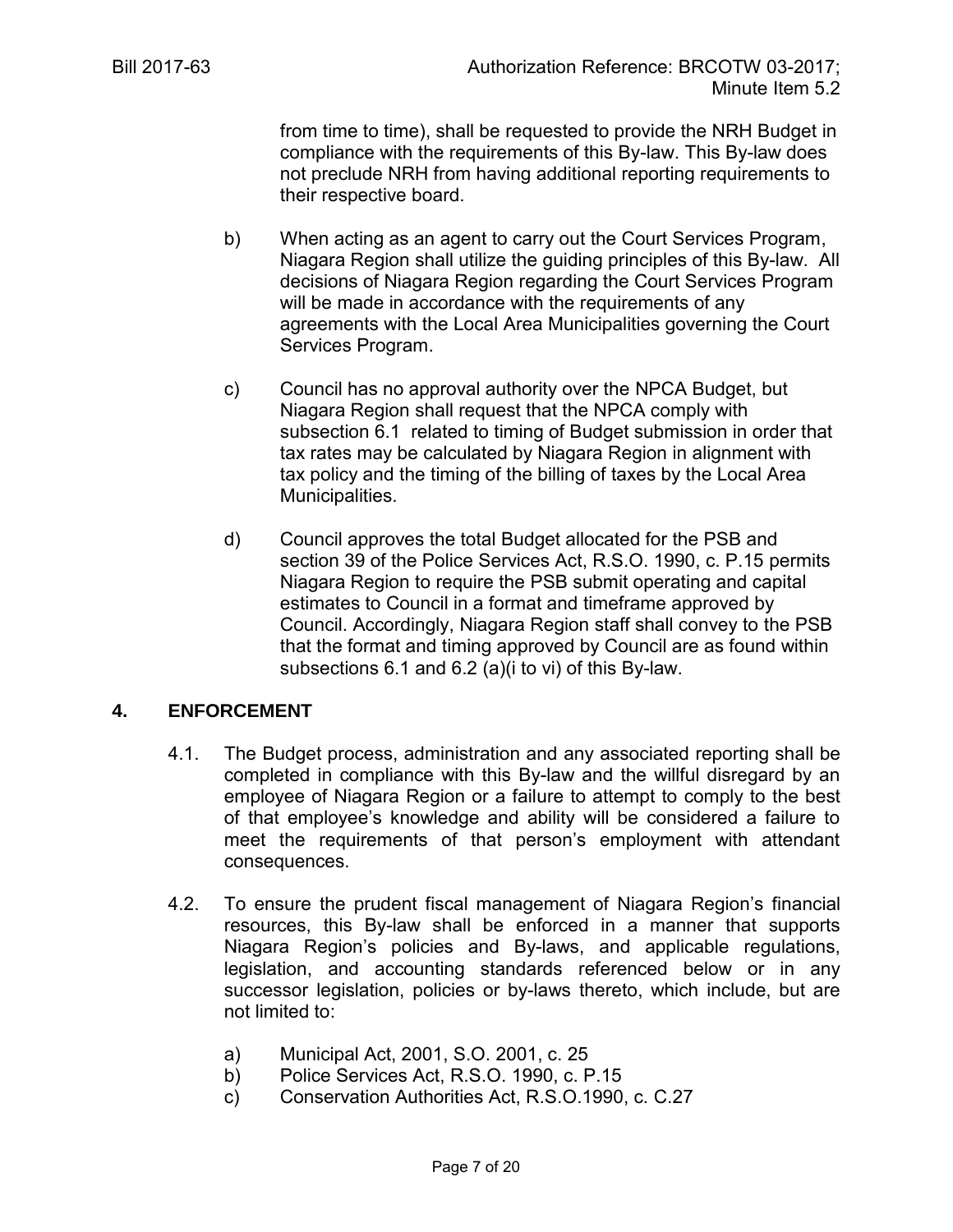from time to time), shall be requested to provide the NRH Budget in compliance with the requirements of this By-law. This By-law does not preclude NRH from having additional reporting requirements to their respective board.

b) When acting as an agent to carry out the Court Services Program, Niagara Region shall utilize the guiding principles of this By-law. All decisions of Niagara Region regarding the Court Services Program will be made in accordance with the requirements of any agreements with the Local Area Municipalities governing the Court Services Program.

c) Council has no approval authority over the NPCA Budget, but Niagara Region shall request that the NPCA comply with subsection 6.1 related to timing of Budget submission in order that tax rates may be calculated by Niagara Region in alignment with tax policy and the timing of the billing of taxes by the Local Area Municipalities.

d) Council approves the total Budget allocated for the PSB and section 39 of the Police Services Act, R.S.O. 1990, c. P.15 permits Niagara Region to require the PSB submit operating and capital estimates to Council in a format and timeframe approved by Council. Accordingly, Niagara Region staff shall convey to the PSB that the format and timing approved by Council are as found within subsections 6.1 and 6.2 (a)(i to vi) of this By-law.

## 4. ENFORCEMENT

4.1. The Budget process, administration and any associated reporting shall be completed in compliance with this By-law and the willful disregard by an employee of Niagara Region or a failure to attempt to comply to the best of that employee's knowledge and ability will be considered a failure to meet the requirements of that person's employment with attendant consequences.

4.2. To ensure the prudent fiscal management of Niagara Region's financial resources, this By-law shall be enforced in a manner that supports Niagara Region's policies and By-laws, and applicable regulations, legislation, and accounting standards referenced below or in any successor legislation, policies or by-laws thereto, which include, but are not limited to:

a) Municipal Act, 2001, S.O. 2001, c. 25
b) Police Services Act, R.S.O. 1990, c. P.15
c) Conservation Authorities Act, R.S.O.1990, c. C.27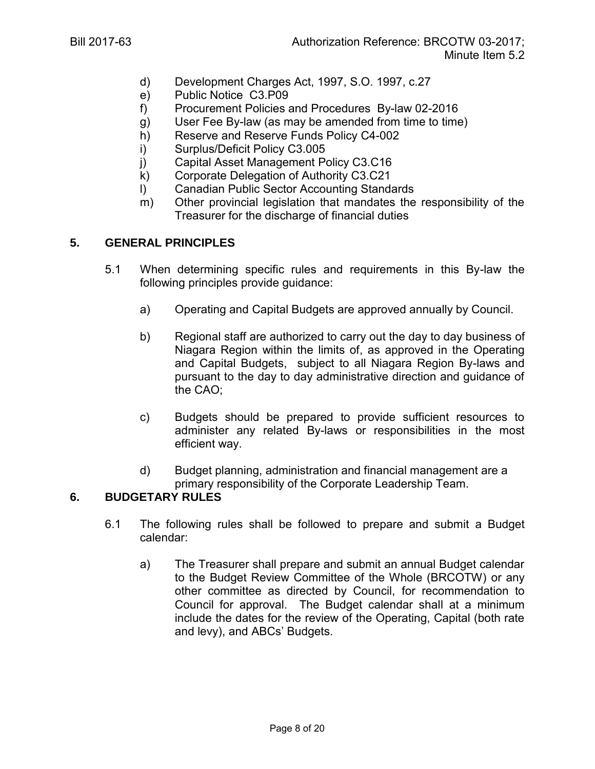d) Development Charges Act, 1997, S.O. 1997, c.27
e) Public Notice C3.P09
f) Procurement Policies and Procedures By-law 02-2016
g) User Fee By-law (as may be amended from time to time)
h) Reserve and Reserve Funds Policy C4-002
i) Surplus/Deficit Policy C3.005
j) Capital Asset Management Policy C3.C16
k) Corporate Delegation of Authority C3.C21
l) Canadian Public Sector Accounting Standards
m) Other provincial legislation that mandates the responsibility of the Treasurer for the discharge of financial duties

## 5. GENERAL PRINCIPLES

5.1 When determining specific rules and requirements in this By-law the following principles provide guidance:

a) Operating and Capital Budgets are approved annually by Council.

b) Regional staff are authorized to carry out the day to day business of Niagara Region within the limits of, as approved in the Operating and Capital Budgets, subject to all Niagara Region By-laws and pursuant to the day to day administrative direction and guidance of the CAO;

c) Budgets should be prepared to provide sufficient resources to administer any related By-laws or responsibilities in the most efficient way.

d) Budget planning, administration and financial management are a primary responsibility of the Corporate Leadership Team.

## 6. BUDGETARY RULES

6.1 The following rules shall be followed to prepare and submit a Budget calendar:

a) The Treasurer shall prepare and submit an annual Budget calendar to the Budget Review Committee of the Whole (BRCOTW) or any other committee as directed by Council, for recommendation to Council for approval. The Budget calendar shall at a minimum include the dates for the review of the Operating, Capital (both rate and levy), and ABCs' Budgets.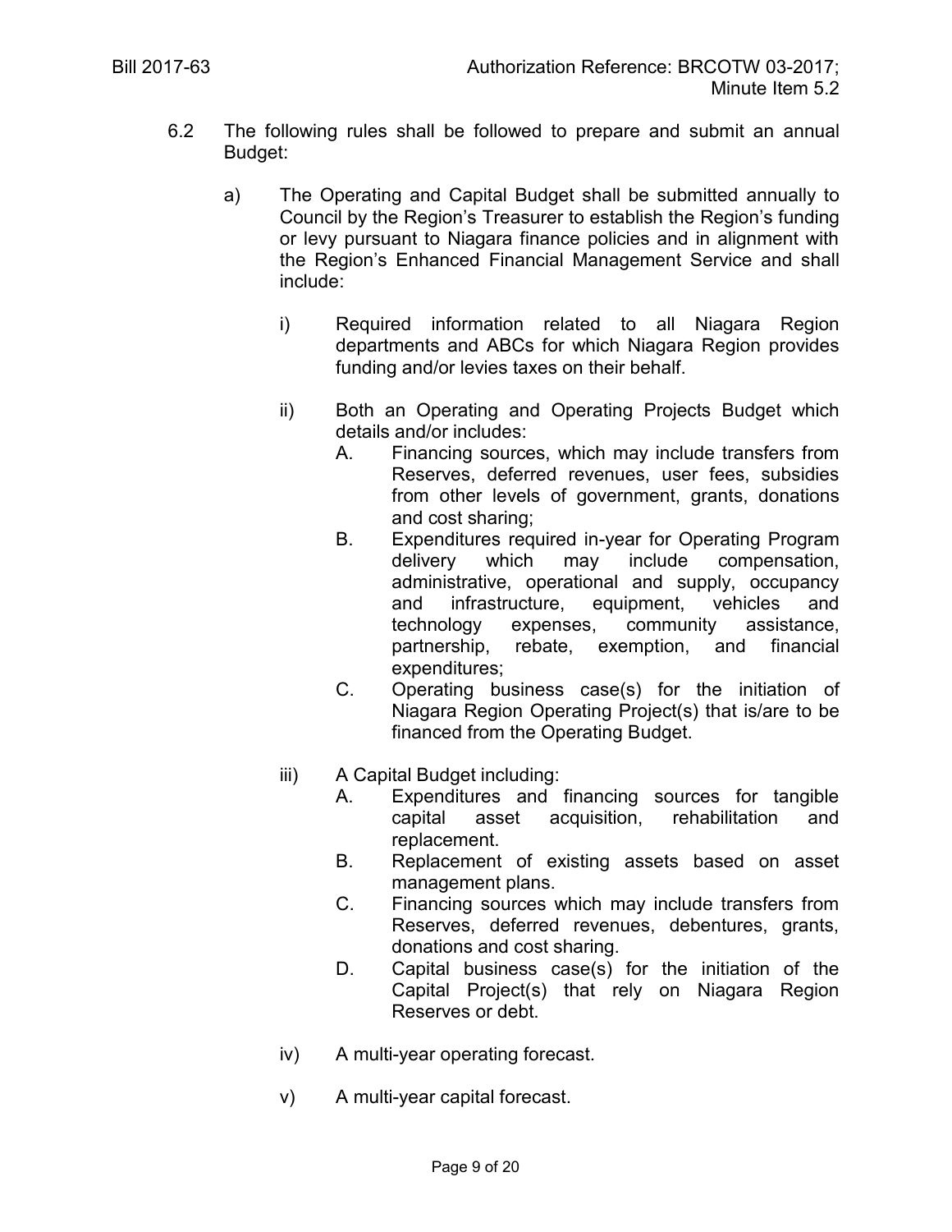6.2 The following rules shall be followed to prepare and submit an annual Budget:

a) The Operating and Capital Budget shall be submitted annually to Council by the Region's Treasurer to establish the Region's funding or levy pursuant to Niagara finance policies and in alignment with the Region's Enhanced Financial Management Service and shall include:

i) Required information related to all Niagara Region departments and ABCs for which Niagara Region provides funding and/or levies taxes on their behalf.

ii) Both an Operating and Operating Projects Budget which details and/or includes:

A. Financing sources, which may include transfers from Reserves, deferred revenues, user fees, subsidies from other levels of government, grants, donations and cost sharing;

B. Expenditures required in-year for Operating Program delivery which may include compensation, administrative, operational and supply, occupancy and infrastructure, equipment, vehicles and technology expenses, community assistance, partnership, rebate, exemption, and financial expenditures;

C. Operating business case(s) for the initiation of Niagara Region Operating Project(s) that is/are to be financed from the Operating Budget.

iii) A Capital Budget including:

A. Expenditures and financing sources for tangible capital asset acquisition, rehabilitation and replacement.

B. Replacement of existing assets based on asset management plans.

C. Financing sources which may include transfers from Reserves, deferred revenues, debentures, grants, donations and cost sharing.

D. Capital business case(s) for the initiation of the Capital Project(s) that rely on Niagara Region Reserves or debt.

iv) A multi-year operating forecast.

v) A multi-year capital forecast.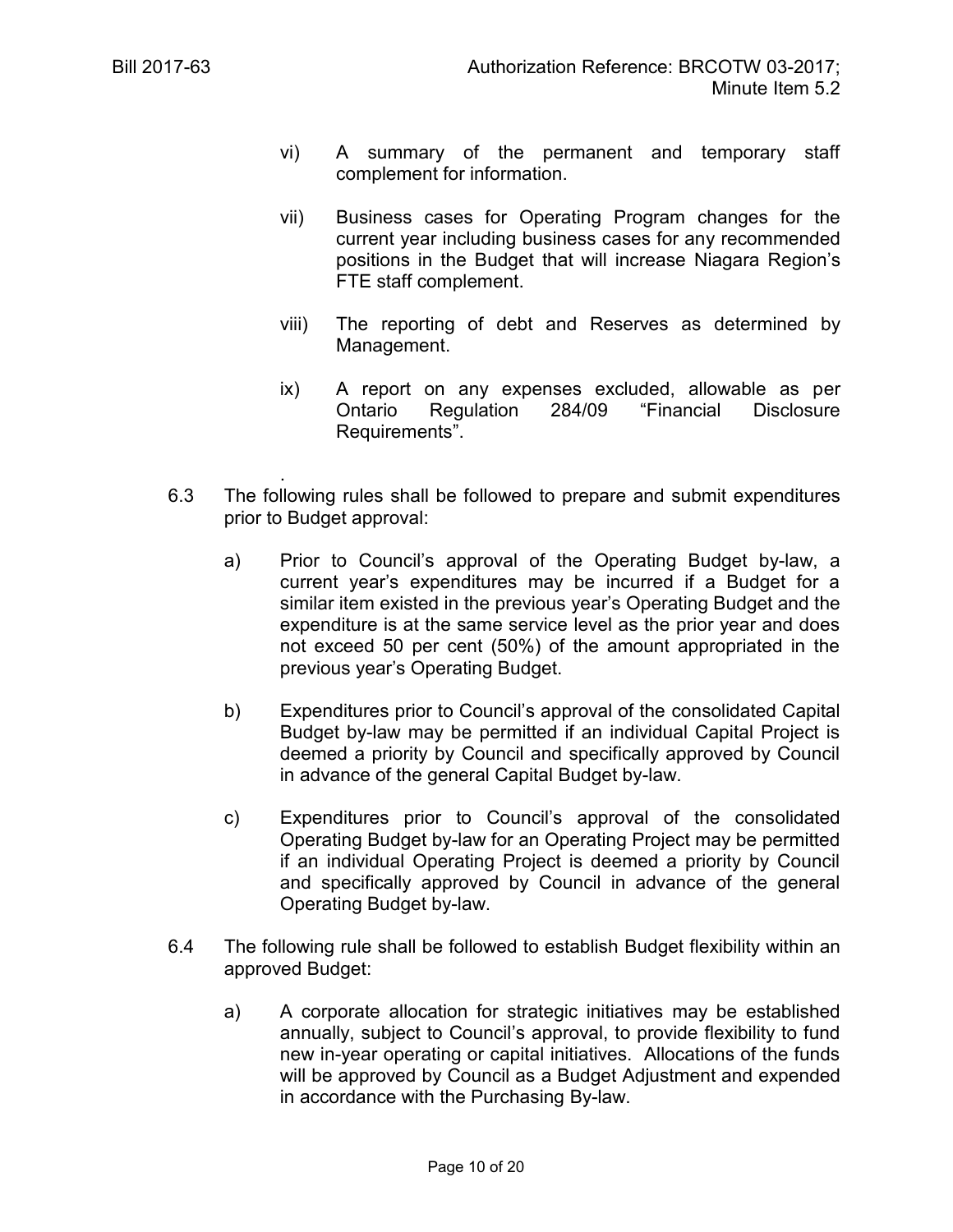vi) A summary of the permanent and temporary staff complement for information.

vii) Business cases for Operating Program changes for the current year including business cases for any recommended positions in the Budget that will increase Niagara Region's FTE staff complement.

viii) The reporting of debt and Reserves as determined by Management.

ix) A report on any expenses excluded, allowable as per Ontario Regulation 284/09 "Financial Disclosure Requirements".

.

6.3 The following rules shall be followed to prepare and submit expenditures prior to Budget approval:

a) Prior to Council's approval of the Operating Budget by-law, a current year's expenditures may be incurred if a Budget for a similar item existed in the previous year's Operating Budget and the expenditure is at the same service level as the prior year and does not exceed 50 per cent (50%) of the amount appropriated in the previous year's Operating Budget.

b) Expenditures prior to Council's approval of the consolidated Capital Budget by-law may be permitted if an individual Capital Project is deemed a priority by Council and specifically approved by Council in advance of the general Capital Budget by-law.

c) Expenditures prior to Council's approval of the consolidated Operating Budget by-law for an Operating Project may be permitted if an individual Operating Project is deemed a priority by Council and specifically approved by Council in advance of the general Operating Budget by-law.

6.4 The following rule shall be followed to establish Budget flexibility within an approved Budget:

a) A corporate allocation for strategic initiatives may be established annually, subject to Council's approval, to provide flexibility to fund new in-year operating or capital initiatives. Allocations of the funds will be approved by Council as a Budget Adjustment and expended in accordance with the Purchasing By-law.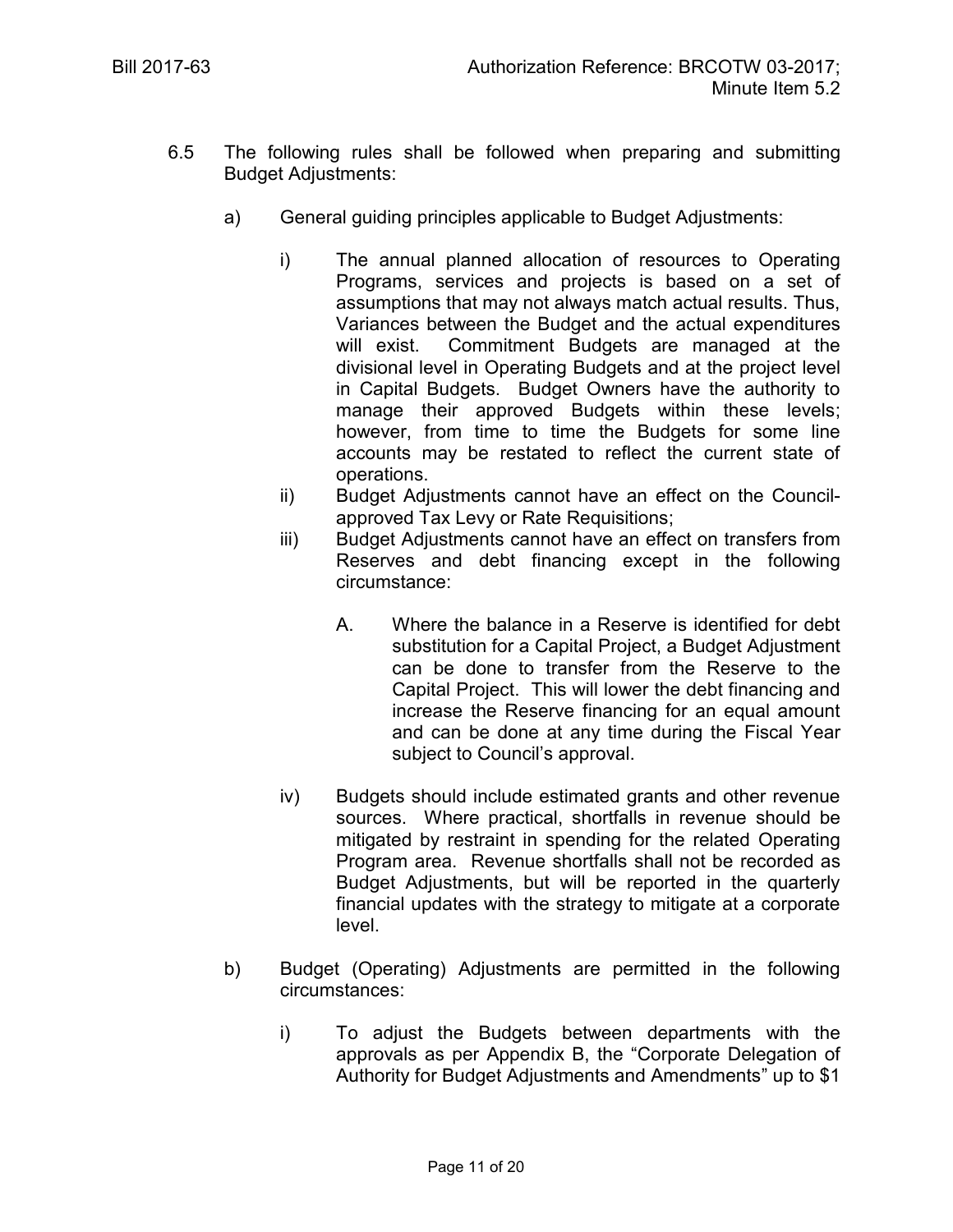6.5 The following rules shall be followed when preparing and submitting Budget Adjustments:

a) General guiding principles applicable to Budget Adjustments:

i) The annual planned allocation of resources to Operating Programs, services and projects is based on a set of assumptions that may not always match actual results. Thus, Variances between the Budget and the actual expenditures will exist. Commitment Budgets are managed at the divisional level in Operating Budgets and at the project level in Capital Budgets. Budget Owners have the authority to manage their approved Budgets within these levels; however, from time to time the Budgets for some line accounts may be restated to reflect the current state of operations.

ii) Budget Adjustments cannot have an effect on the Council-approved Tax Levy or Rate Requisitions;

iii) Budget Adjustments cannot have an effect on transfers from Reserves and debt financing except in the following circumstance:

A. Where the balance in a Reserve is identified for debt substitution for a Capital Project, a Budget Adjustment can be done to transfer from the Reserve to the Capital Project. This will lower the debt financing and increase the Reserve financing for an equal amount and can be done at any time during the Fiscal Year subject to Council's approval.

iv) Budgets should include estimated grants and other revenue sources. Where practical, shortfalls in revenue should be mitigated by restraint in spending for the related Operating Program area. Revenue shortfalls shall not be recorded as Budget Adjustments, but will be reported in the quarterly financial updates with the strategy to mitigate at a corporate level.

b) Budget (Operating) Adjustments are permitted in the following circumstances:

i) To adjust the Budgets between departments with the approvals as per Appendix B, the "Corporate Delegation of Authority for Budget Adjustments and Amendments" up to $1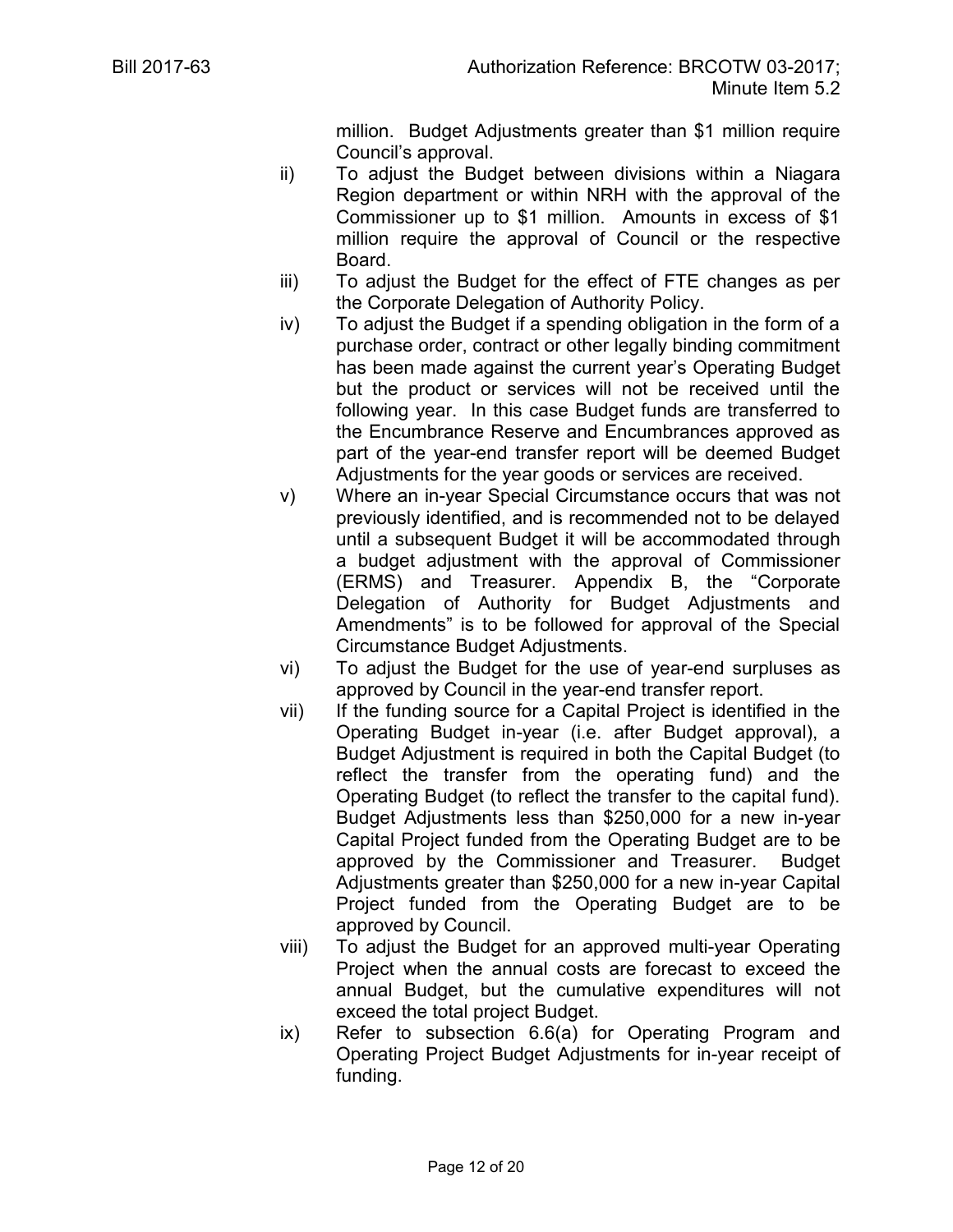million. Budget Adjustments greater than $1 million require Council's approval.

ii) To adjust the Budget between divisions within a Niagara Region department or within NRH with the approval of the Commissioner up to $1 million. Amounts in excess of $1 million require the approval of Council or the respective Board.

iii) To adjust the Budget for the effect of FTE changes as per the Corporate Delegation of Authority Policy.

iv) To adjust the Budget if a spending obligation in the form of a purchase order, contract or other legally binding commitment has been made against the current year's Operating Budget but the product or services will not be received until the following year. In this case Budget funds are transferred to the Encumbrance Reserve and Encumbrances approved as part of the year-end transfer report will be deemed Budget Adjustments for the year goods or services are received.

v) Where an in-year Special Circumstance occurs that was not previously identified, and is recommended not to be delayed until a subsequent Budget it will be accommodated through a budget adjustment with the approval of Commissioner (ERMS) and Treasurer. Appendix B, the "Corporate Delegation of Authority for Budget Adjustments and Amendments" is to be followed for approval of the Special Circumstance Budget Adjustments.

vi) To adjust the Budget for the use of year-end surpluses as approved by Council in the year-end transfer report.

vii) If the funding source for a Capital Project is identified in the Operating Budget in-year (i.e. after Budget approval), a Budget Adjustment is required in both the Capital Budget (to reflect the transfer from the operating fund) and the Operating Budget (to reflect the transfer to the capital fund). Budget Adjustments less than $250,000 for a new in-year Capital Project funded from the Operating Budget are to be approved by the Commissioner and Treasurer. Budget Adjustments greater than $250,000 for a new in-year Capital Project funded from the Operating Budget are to be approved by Council.

viii) To adjust the Budget for an approved multi-year Operating Project when the annual costs are forecast to exceed the annual Budget, but the cumulative expenditures will not exceed the total project Budget.

ix) Refer to subsection 6.6(a) for Operating Program and Operating Project Budget Adjustments for in-year receipt of funding.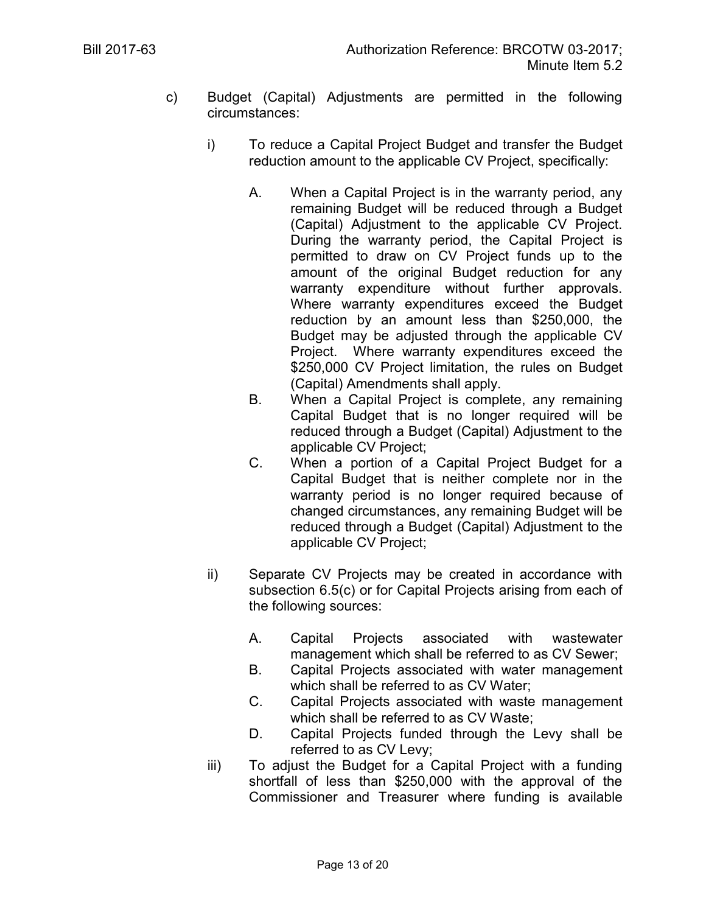c) Budget (Capital) Adjustments are permitted in the following circumstances:

   i) To reduce a Capital Project Budget and transfer the Budget reduction amount to the applicable CV Project, specifically:

      A. When a Capital Project is in the warranty period, any remaining Budget will be reduced through a Budget (Capital) Adjustment to the applicable CV Project. During the warranty period, the Capital Project is permitted to draw on CV Project funds up to the amount of the original Budget reduction for any warranty expenditure without further approvals. Where warranty expenditures exceed the Budget reduction by an amount less than $250,000, the Budget may be adjusted through the applicable CV Project. Where warranty expenditures exceed the $250,000 CV Project limitation, the rules on Budget (Capital) Amendments shall apply.
      B. When a Capital Project is complete, any remaining Capital Budget that is no longer required will be reduced through a Budget (Capital) Adjustment to the applicable CV Project;
      C. When a portion of a Capital Project Budget for a Capital Budget that is neither complete nor in the warranty period is no longer required because of changed circumstances, any remaining Budget will be reduced through a Budget (Capital) Adjustment to the applicable CV Project;

   ii) Separate CV Projects may be created in accordance with subsection 6.5(c) or for Capital Projects arising from each of the following sources:

      A. Capital Projects associated with wastewater management which shall be referred to as CV Sewer;
      B. Capital Projects associated with water management which shall be referred to as CV Water;
      C. Capital Projects associated with waste management which shall be referred to as CV Waste;
      D. Capital Projects funded through the Levy shall be referred to as CV Levy;

   iii) To adjust the Budget for a Capital Project with a funding shortfall of less than $250,000 with the approval of the Commissioner and Treasurer where funding is available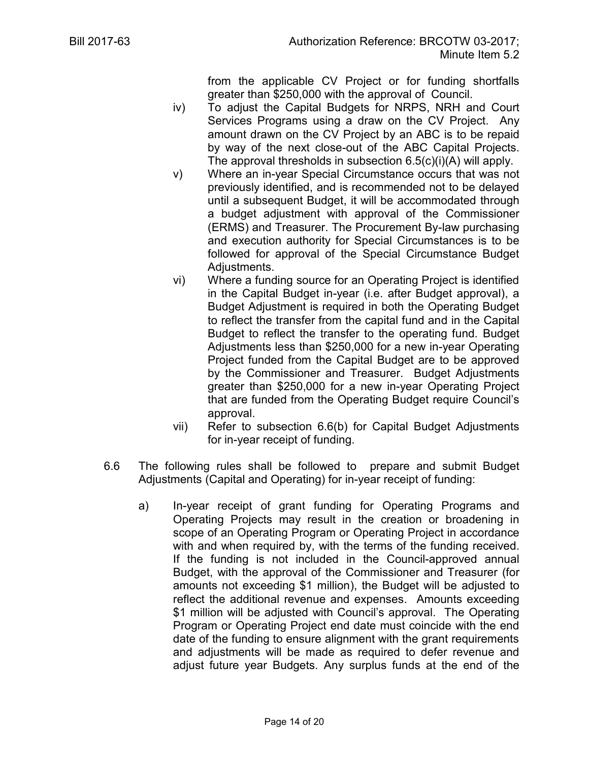from the applicable CV Project or for funding shortfalls greater than $250,000 with the approval of Council.

iv) To adjust the Capital Budgets for NRPS, NRH and Court Services Programs using a draw on the CV Project. Any amount drawn on the CV Project by an ABC is to be repaid by way of the next close-out of the ABC Capital Projects. The approval thresholds in subsection 6.5(c)(i)(A) will apply.

v) Where an in-year Special Circumstance occurs that was not previously identified, and is recommended not to be delayed until a subsequent Budget, it will be accommodated through a budget adjustment with approval of the Commissioner (ERMS) and Treasurer. The Procurement By-law purchasing and execution authority for Special Circumstances is to be followed for approval of the Special Circumstance Budget Adjustments.

vi) Where a funding source for an Operating Project is identified in the Capital Budget in-year (i.e. after Budget approval), a Budget Adjustment is required in both the Operating Budget to reflect the transfer from the capital fund and in the Capital Budget to reflect the transfer to the operating fund. Budget Adjustments less than $250,000 for a new in-year Operating Project funded from the Capital Budget are to be approved by the Commissioner and Treasurer. Budget Adjustments greater than $250,000 for a new in-year Operating Project that are funded from the Operating Budget require Council's approval.

vii) Refer to subsection 6.6(b) for Capital Budget Adjustments for in-year receipt of funding.

6.6 The following rules shall be followed to prepare and submit Budget Adjustments (Capital and Operating) for in-year receipt of funding:

a) In-year receipt of grant funding for Operating Programs and Operating Projects may result in the creation or broadening in scope of an Operating Program or Operating Project in accordance with and when required by, with the terms of the funding received. If the funding is not included in the Council-approved annual Budget, with the approval of the Commissioner and Treasurer (for amounts not exceeding $1 million), the Budget will be adjusted to reflect the additional revenue and expenses. Amounts exceeding $1 million will be adjusted with Council's approval. The Operating Program or Operating Project end date must coincide with the end date of the funding to ensure alignment with the grant requirements and adjustments will be made as required to defer revenue and adjust future year Budgets. Any surplus funds at the end of the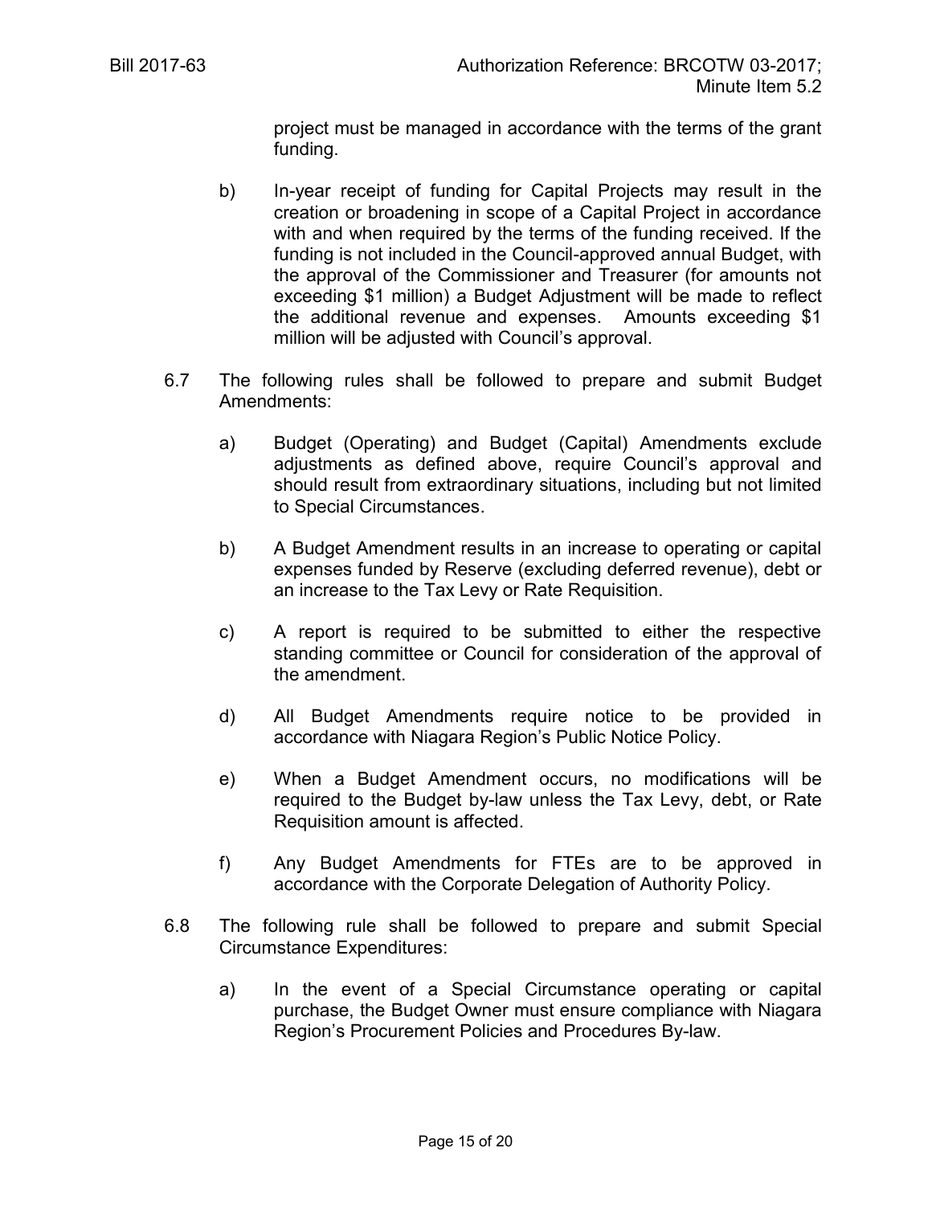project must be managed in accordance with the terms of the grant funding.

b) In-year receipt of funding for Capital Projects may result in the creation or broadening in scope of a Capital Project in accordance with and when required by the terms of the funding received. If the funding is not included in the Council-approved annual Budget, with the approval of the Commissioner and Treasurer (for amounts not exceeding $1 million) a Budget Adjustment will be made to reflect the additional revenue and expenses. Amounts exceeding $1 million will be adjusted with Council's approval.

6.7 The following rules shall be followed to prepare and submit Budget Amendments:

a) Budget (Operating) and Budget (Capital) Amendments exclude adjustments as defined above, require Council's approval and should result from extraordinary situations, including but not limited to Special Circumstances.

b) A Budget Amendment results in an increase to operating or capital expenses funded by Reserve (excluding deferred revenue), debt or an increase to the Tax Levy or Rate Requisition.

c) A report is required to be submitted to either the respective standing committee or Council for consideration of the approval of the amendment.

d) All Budget Amendments require notice to be provided in accordance with Niagara Region's Public Notice Policy.

e) When a Budget Amendment occurs, no modifications will be required to the Budget by-law unless the Tax Levy, debt, or Rate Requisition amount is affected.

f) Any Budget Amendments for FTEs are to be approved in accordance with the Corporate Delegation of Authority Policy.

6.8 The following rule shall be followed to prepare and submit Special Circumstance Expenditures:

a) In the event of a Special Circumstance operating or capital purchase, the Budget Owner must ensure compliance with Niagara Region's Procurement Policies and Procedures By-law.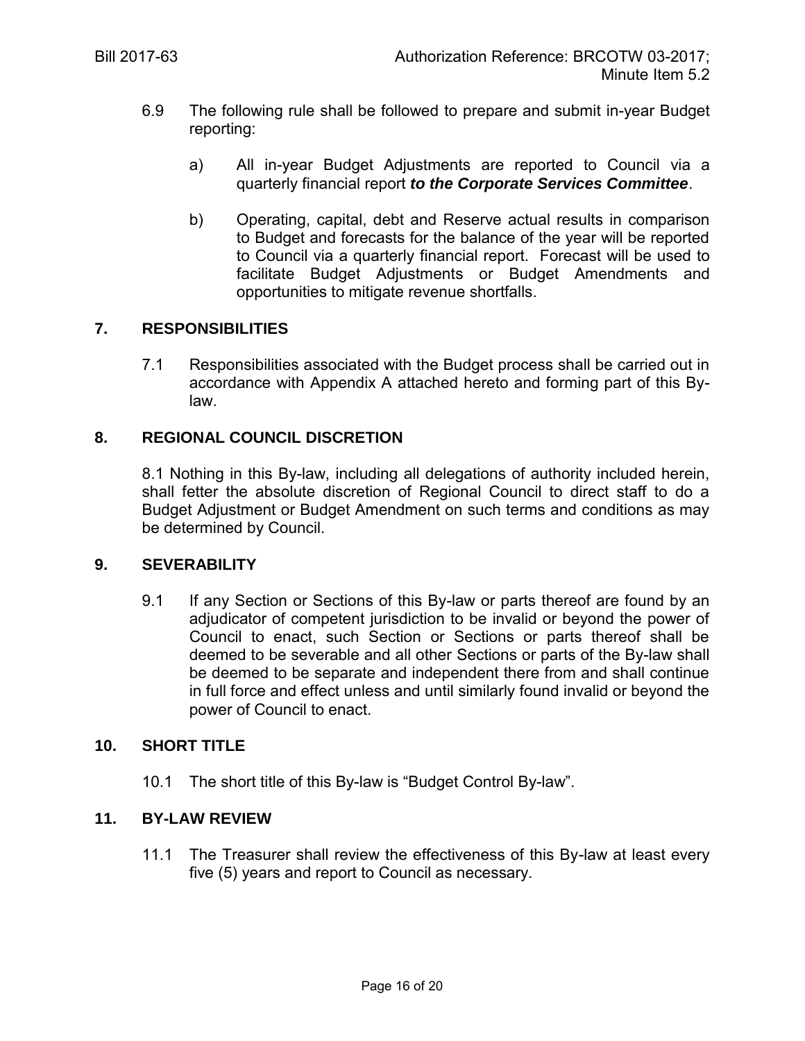6.9 The following rule shall be followed to prepare and submit in-year Budget reporting:

a) All in-year Budget Adjustments are reported to Council via a quarterly financial report ***to the Corporate Services Committee***.

b) Operating, capital, debt and Reserve actual results in comparison to Budget and forecasts for the balance of the year will be reported to Council via a quarterly financial report. Forecast will be used to facilitate Budget Adjustments or Budget Amendments and opportunities to mitigate revenue shortfalls.

## 7. RESPONSIBILITIES

7.1 Responsibilities associated with the Budget process shall be carried out in accordance with Appendix A attached hereto and forming part of this By-law.

## 8. REGIONAL COUNCIL DISCRETION

8.1 Nothing in this By-law, including all delegations of authority included herein, shall fetter the absolute discretion of Regional Council to direct staff to do a Budget Adjustment or Budget Amendment on such terms and conditions as may be determined by Council.

## 9. SEVERABILITY

9.1 If any Section or Sections of this By-law or parts thereof are found by an adjudicator of competent jurisdiction to be invalid or beyond the power of Council to enact, such Section or Sections or parts thereof shall be deemed to be severable and all other Sections or parts of the By-law shall be deemed to be separate and independent there from and shall continue in full force and effect unless and until similarly found invalid or beyond the power of Council to enact.

## 10. SHORT TITLE

10.1 The short title of this By-law is "Budget Control By-law".

## 11. BY-LAW REVIEW

11.1 The Treasurer shall review the effectiveness of this By-law at least every five (5) years and report to Council as necessary.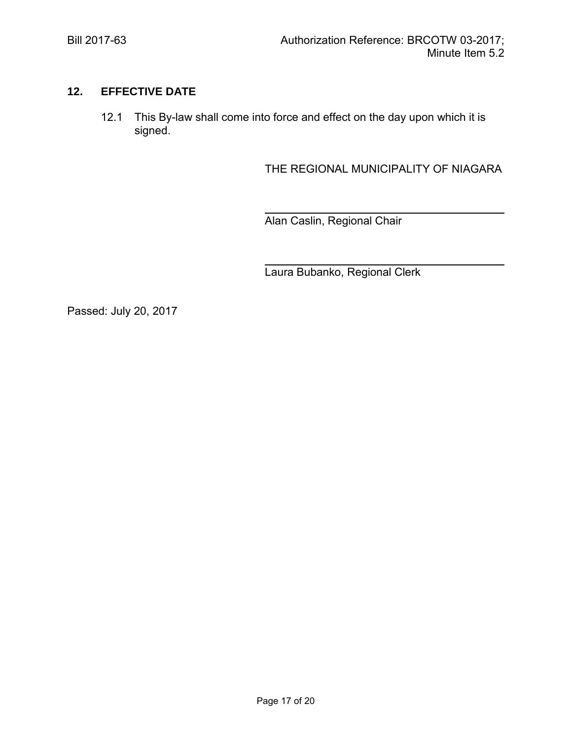## 12. EFFECTIVE DATE

12.1 This By-law shall come into force and effect on the day upon which it is signed.

THE REGIONAL MUNICIPALITY OF NIAGARA

\_\_\_\_\_\_\_\_\_\_\_\_\_\_\_\_\_\_\_\_\_\_\_\_\_\_\_\_\_\_\_\_\_\_\_\_

Alan Caslin, Regional Chair

\_\_\_\_\_\_\_\_\_\_\_\_\_\_\_\_\_\_\_\_\_\_\_\_\_\_\_\_\_\_\_\_\_\_\_\_

Laura Bubanko, Regional Clerk

Passed: July 20, 2017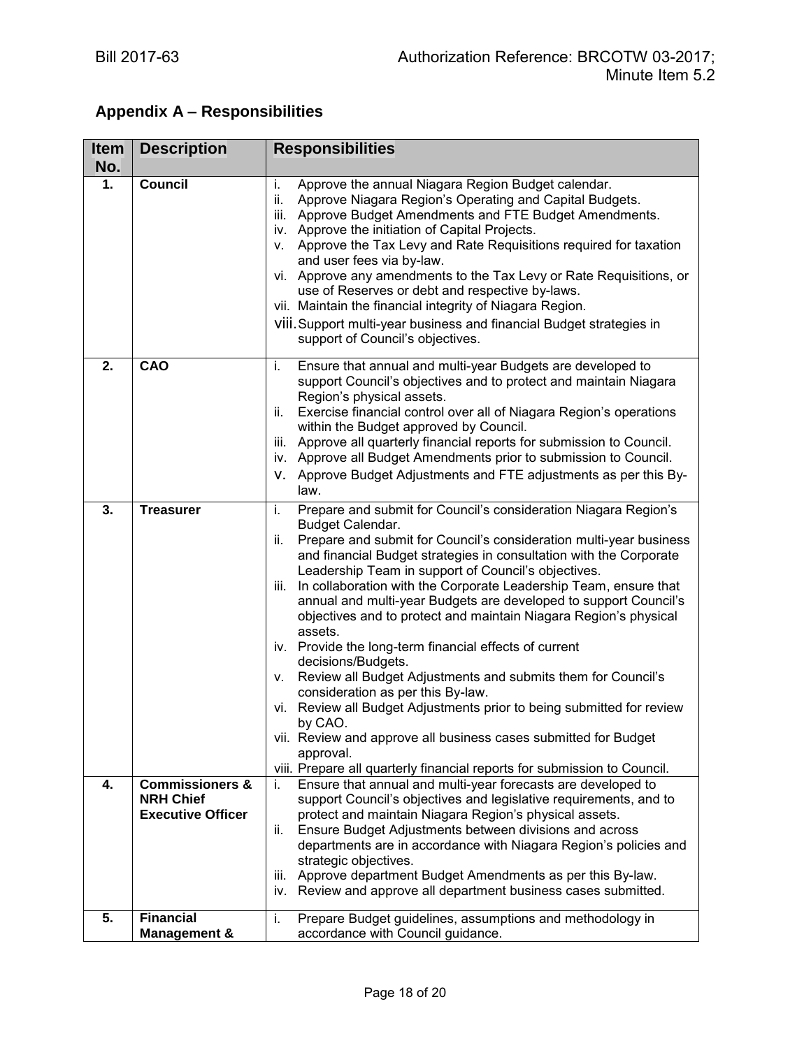## Appendix A – Responsibilities

| Item No. | Description | Responsibilities |
|---|---|---|
| 1. | **Council** | i. Approve the annual Niagara Region Budget calendar.<br>ii. Approve Niagara Region's Operating and Capital Budgets.<br>iii. Approve Budget Amendments and FTE Budget Amendments.<br>iv. Approve the initiation of Capital Projects.<br>v. Approve the Tax Levy and Rate Requisitions required for taxation and user fees via by-law.<br>vi. Approve any amendments to the Tax Levy or Rate Requisitions, or use of Reserves or debt and respective by-laws.<br>vii. Maintain the financial integrity of Niagara Region.<br>viii. Support multi-year business and financial Budget strategies in support of Council's objectives. |
| 2. | **CAO** | i. Ensure that annual and multi-year Budgets are developed to support Council's objectives and to protect and maintain Niagara Region's physical assets.<br>ii. Exercise financial control over all of Niagara Region's operations within the Budget approved by Council.<br>iii. Approve all quarterly financial reports for submission to Council.<br>iv. Approve all Budget Amendments prior to submission to Council.<br>v. Approve Budget Adjustments and FTE adjustments as per this By-law. |
| 3. | **Treasurer** | i. Prepare and submit for Council's consideration Niagara Region's Budget Calendar.<br>ii. Prepare and submit for Council's consideration multi-year business and financial Budget strategies in consultation with the Corporate Leadership Team in support of Council's objectives.<br>iii. In collaboration with the Corporate Leadership Team, ensure that annual and multi-year Budgets are developed to support Council's objectives and to protect and maintain Niagara Region's physical assets.<br>iv. Provide the long-term financial effects of current decisions/Budgets.<br>v. Review all Budget Adjustments and submits them for Council's consideration as per this By-law.<br>vi. Review all Budget Adjustments prior to being submitted for review by CAO.<br>vii. Review and approve all business cases submitted for Budget approval.<br>viii. Prepare all quarterly financial reports for submission to Council. |
| 4. | **Commissioners & NRH Chief Executive Officer** | i. Ensure that annual and multi-year forecasts are developed to support Council's objectives and legislative requirements, and to protect and maintain Niagara Region's physical assets.<br>ii. Ensure Budget Adjustments between divisions and across departments are in accordance with Niagara Region's policies and strategic objectives.<br>iii. Approve department Budget Amendments as per this By-law.<br>iv. Review and approve all department business cases submitted. |
| 5. | **Financial Management &** | i. Prepare Budget guidelines, assumptions and methodology in accordance with Council guidance. |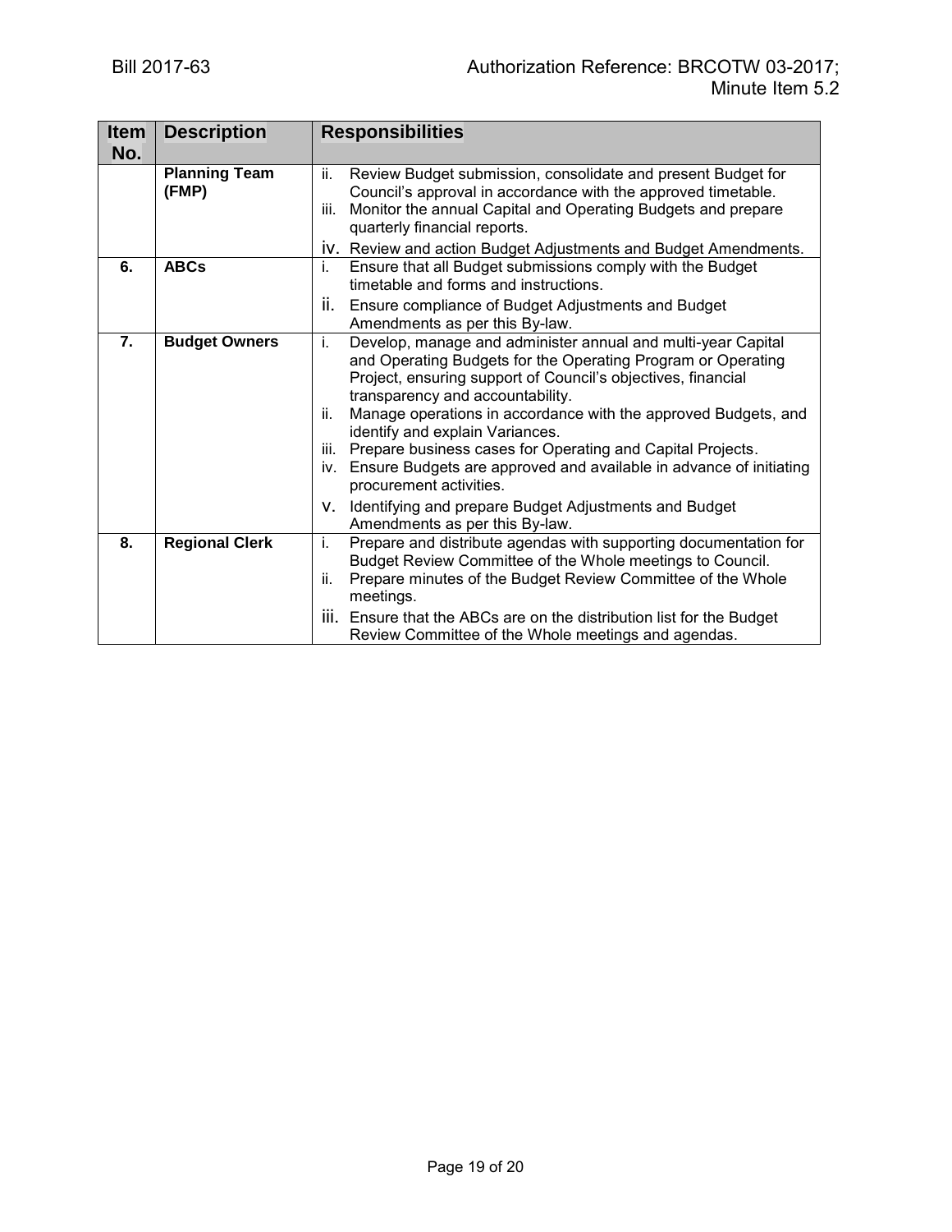| Item No. | Description | Responsibilities |
|---|---|---|
| | **Planning Team (FMP)** | ii. Review Budget submission, consolidate and present Budget for Council's approval in accordance with the approved timetable.<br>iii. Monitor the annual Capital and Operating Budgets and prepare quarterly financial reports.<br>iv. Review and action Budget Adjustments and Budget Amendments. |
| **6.** | **ABCs** | i. Ensure that all Budget submissions comply with the Budget timetable and forms and instructions.<br>ii. Ensure compliance of Budget Adjustments and Budget Amendments as per this By-law. |
| **7.** | **Budget Owners** | i. Develop, manage and administer annual and multi-year Capital and Operating Budgets for the Operating Program or Operating Project, ensuring support of Council's objectives, financial transparency and accountability.<br>ii. Manage operations in accordance with the approved Budgets, and identify and explain Variances.<br>iii. Prepare business cases for Operating and Capital Projects.<br>iv. Ensure Budgets are approved and available in advance of initiating procurement activities.<br>v. Identifying and prepare Budget Adjustments and Budget Amendments as per this By-law. |
| **8.** | **Regional Clerk** | i. Prepare and distribute agendas with supporting documentation for Budget Review Committee of the Whole meetings to Council.<br>ii. Prepare minutes of the Budget Review Committee of the Whole meetings.<br>iii. Ensure that the ABCs are on the distribution list for the Budget Review Committee of the Whole meetings and agendas. |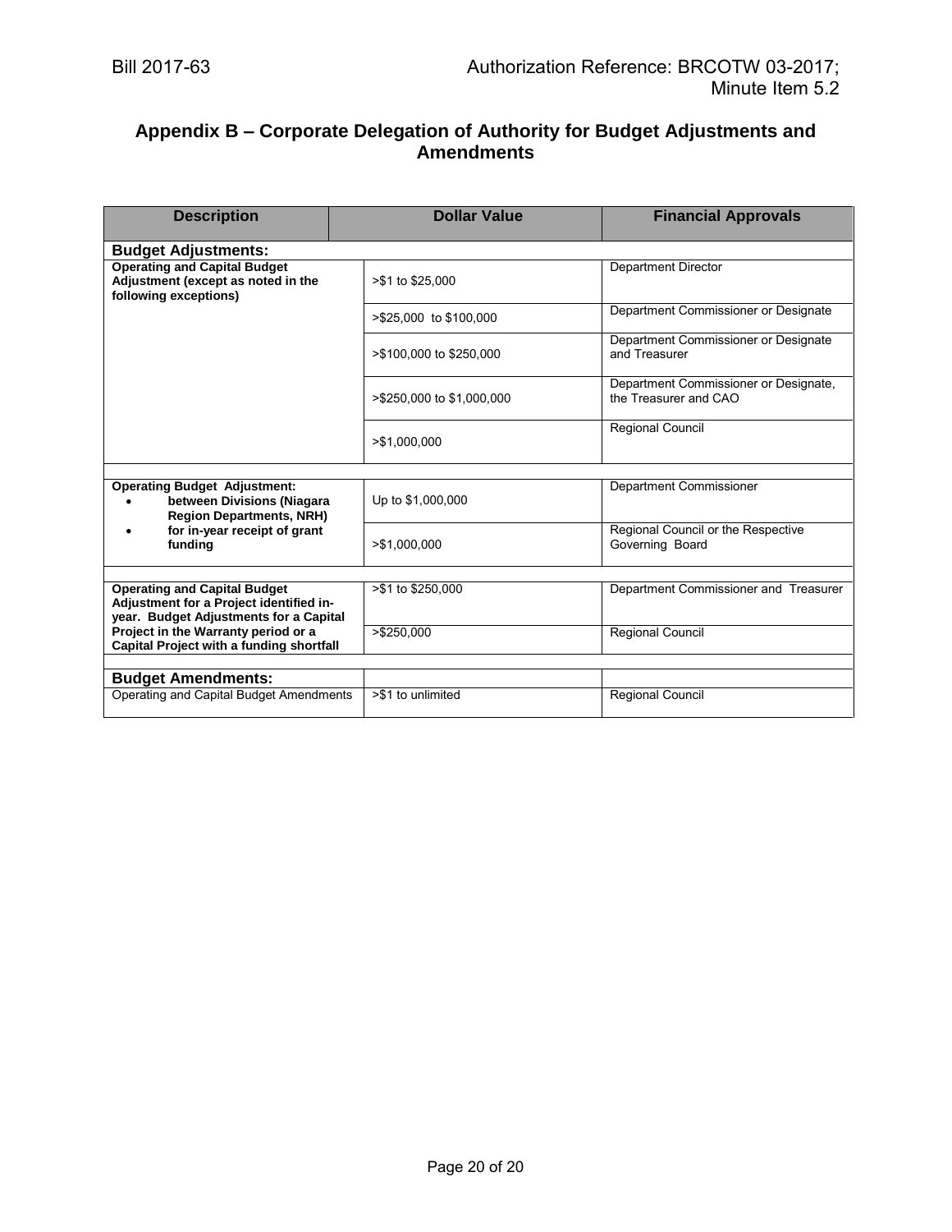Bill 2017-63

Authorization Reference: BRCOTW 03-2017; Minute Item 5.2

## Appendix B – Corporate Delegation of Authority for Budget Adjustments and Amendments

| Description | Dollar Value | Financial Approvals |
|---|---|---|
| **Budget Adjustments:** | | |
| **Operating and Capital Budget Adjustment (except as noted in the following exceptions)** | >$1 to $25,000 | Department Director |
| | >$25,000 to $100,000 | Department Commissioner or Designate |
| | >$100,000 to $250,000 | Department Commissioner or Designate and Treasurer |
| | >$250,000 to $1,000,000 | Department Commissioner or Designate, the Treasurer and CAO |
| | >$1,000,000 | Regional Council |
| **Operating Budget Adjustment:** • **between Divisions (Niagara Region Departments, NRH)** • **for in-year receipt of grant funding** | Up to $1,000,000 | Department Commissioner |
| | >$1,000,000 | Regional Council or the Respective Governing Board |
| **Operating and Capital Budget Adjustment for a Project identified in-year. Budget Adjustments for a Capital Project in the Warranty period or a Capital Project with a funding shortfall** | >$1 to $250,000 | Department Commissioner and Treasurer |
| | >$250,000 | Regional Council |
| **Budget Amendments:** | | |
| Operating and Capital Budget Amendments | >$1 to unlimited | Regional Council |